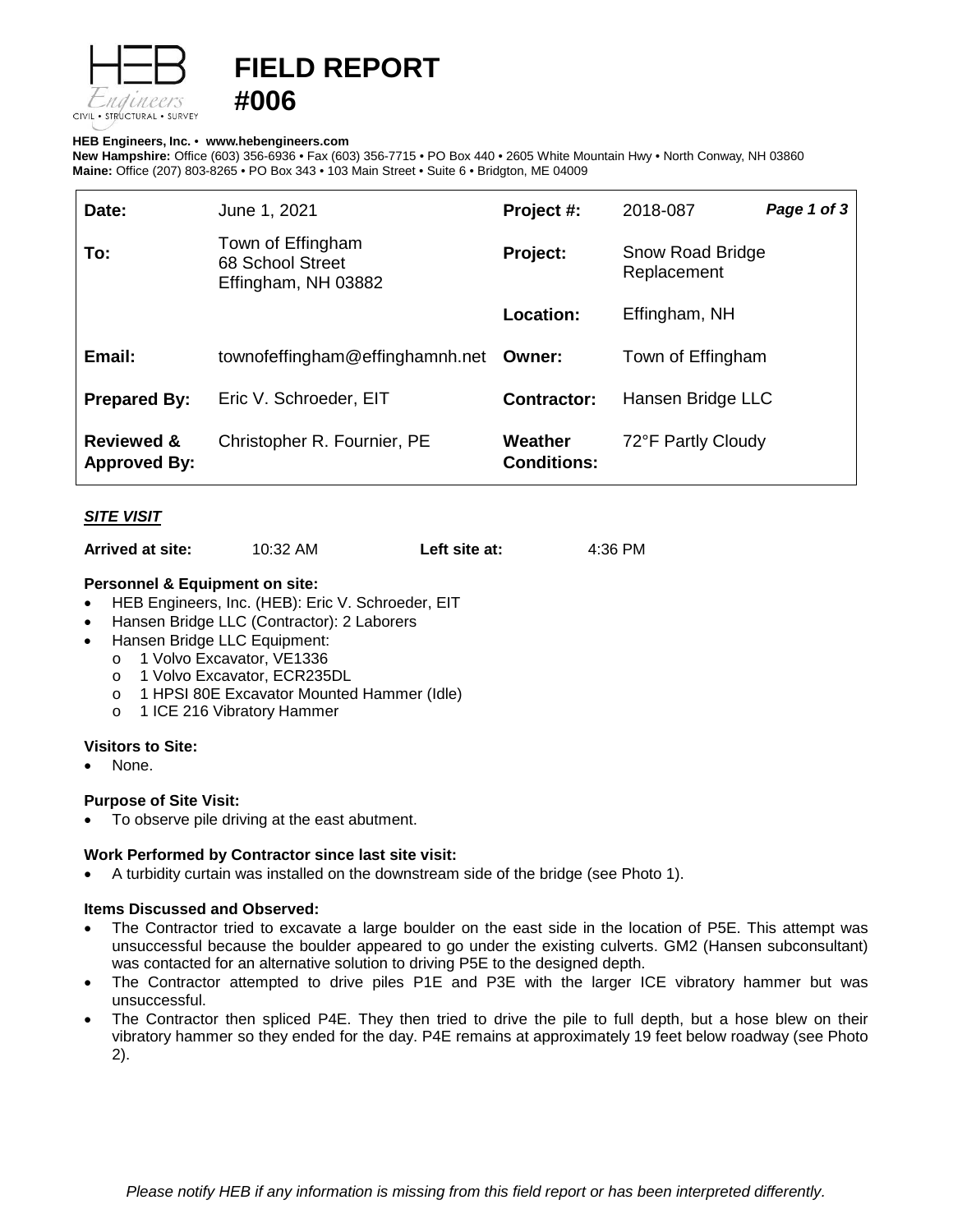# FIELD REPORT #006

**HEB Engineers, Inc.** • **www.hebengineers.com**
**New Hampshire:** Office (603) 356-6936 • Fax (603) 356-7715 • PO Box 440 • 2605 White Mountain Hwy • North Conway, NH 03860
**Maine:** Office (207) 803-8265 • PO Box 343 • 103 Main Street • Suite 6 • Bridgton, ME 04009

| | | | |
|---|---|---|---|
| **Date:** | June 1, 2021 | **Project #:** | 2018-087 |
| **To:** | Town of Effingham<br>68 School Street<br>Effingham, NH 03882 | **Project:** | Snow Road Bridge Replacement |
| | | **Location:** | Effingham, NH |
| **Email:** | townofeffingham@effinghamnh.net | **Owner:** | Town of Effingham |
| **Prepared By:** | Eric V. Schroeder, EIT | **Contractor:** | Hansen Bridge LLC |
| **Reviewed & Approved By:** | Christopher R. Fournier, PE | **Weather Conditions:** | 72°F Partly Cloudy |

## ***SITE VISIT***

**Arrived at site:** 10:32 AM **Left site at:** 4:36 PM

**Personnel & Equipment on site:**

- HEB Engineers, Inc. (HEB): Eric V. Schroeder, EIT
- Hansen Bridge LLC (Contractor): 2 Laborers
- Hansen Bridge LLC Equipment:
  - 1 Volvo Excavator, VE1336
  - 1 Volvo Excavator, ECR235DL
  - 1 HPSI 80E Excavator Mounted Hammer (Idle)
  - 1 ICE 216 Vibratory Hammer

**Visitors to Site:**

- None.

**Purpose of Site Visit:**

- To observe pile driving at the east abutment.

**Work Performed by Contractor since last site visit:**

- A turbidity curtain was installed on the downstream side of the bridge (see Photo 1).

**Items Discussed and Observed:**

- The Contractor tried to excavate a large boulder on the east side in the location of P5E. This attempt was unsuccessful because the boulder appeared to go under the existing culverts. GM2 (Hansen subconsultant) was contacted for an alternative solution to driving P5E to the designed depth.
- The Contractor attempted to drive piles P1E and P3E with the larger ICE vibratory hammer but was unsuccessful.
- The Contractor then spliced P4E. They then tried to drive the pile to full depth, but a hose blew on their vibratory hammer so they ended for the day. P4E remains at approximately 19 feet below roadway (see Photo 2).

*Please notify HEB if any information is missing from this field report or has been interpreted differently.*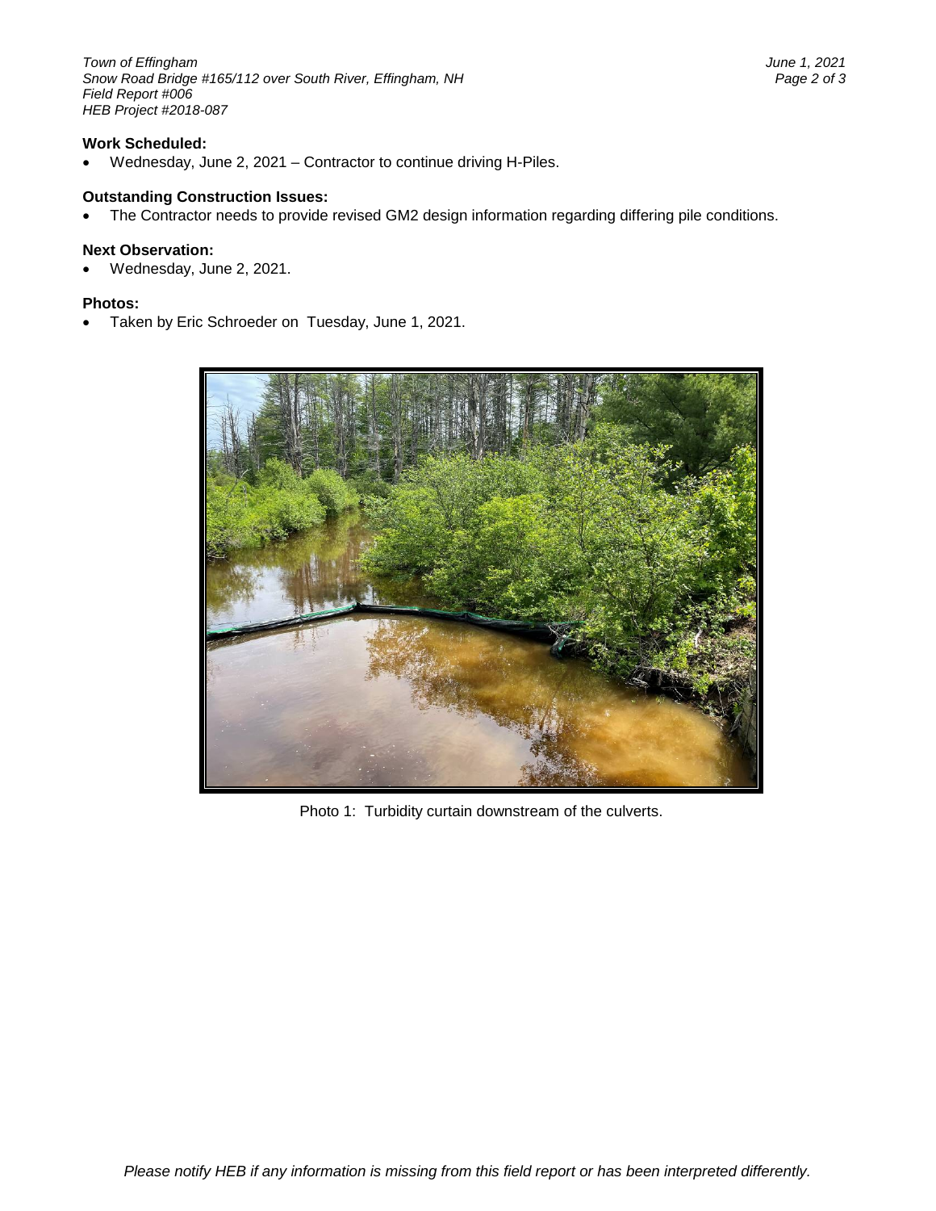**Work Scheduled:**

- Wednesday, June 2, 2021 – Contractor to continue driving H-Piles.

**Outstanding Construction Issues:**

- The Contractor needs to provide revised GM2 design information regarding differing pile conditions.

**Next Observation:**

- Wednesday, June 2, 2021.

**Photos:**

- Taken by Eric Schroeder on Tuesday, June 1, 2021.

Photo 1: Turbidity curtain downstream of the culverts.

*Please notify HEB if any information is missing from this field report or has been interpreted differently.*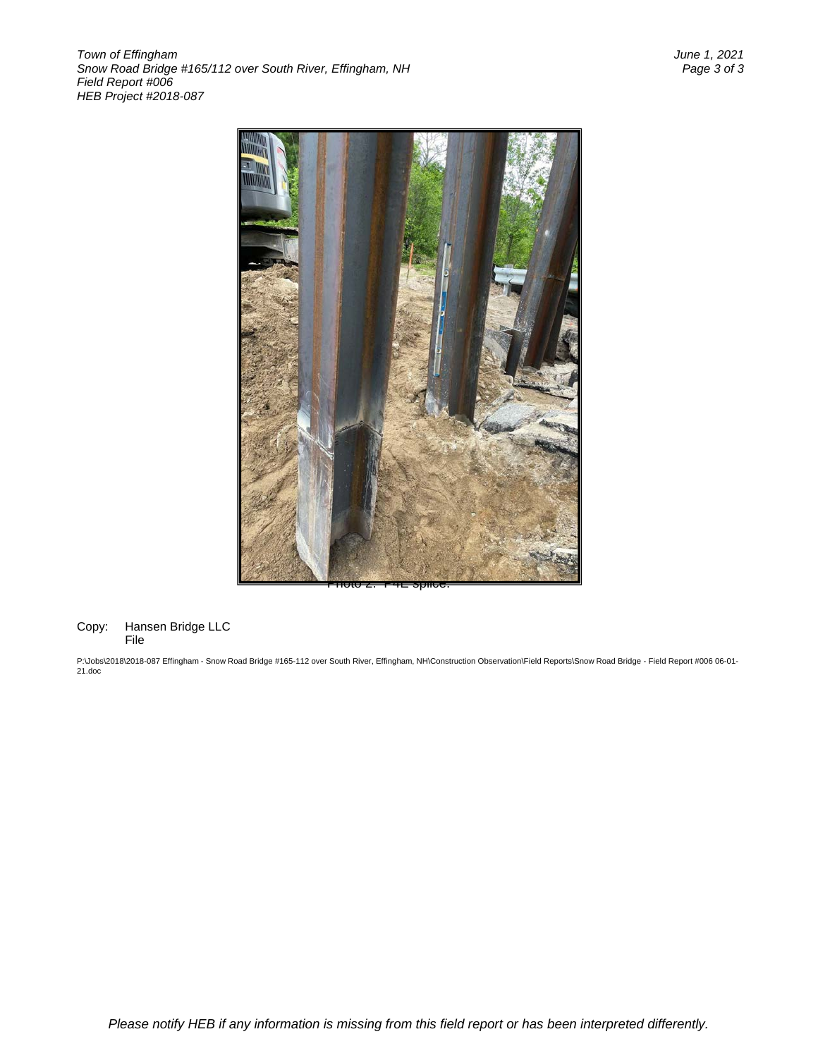Photo 2: P4E splice.

Copy: Hansen Bridge LLC
File

P:\Jobs\2018\2018-087 Effingham - Snow Road Bridge #165-112 over South River, Effingham, NH\Construction Observation\Field Reports\Snow Road Bridge - Field Report #006 06-01-21.doc

*Please notify HEB if any information is missing from this field report or has been interpreted differently.*